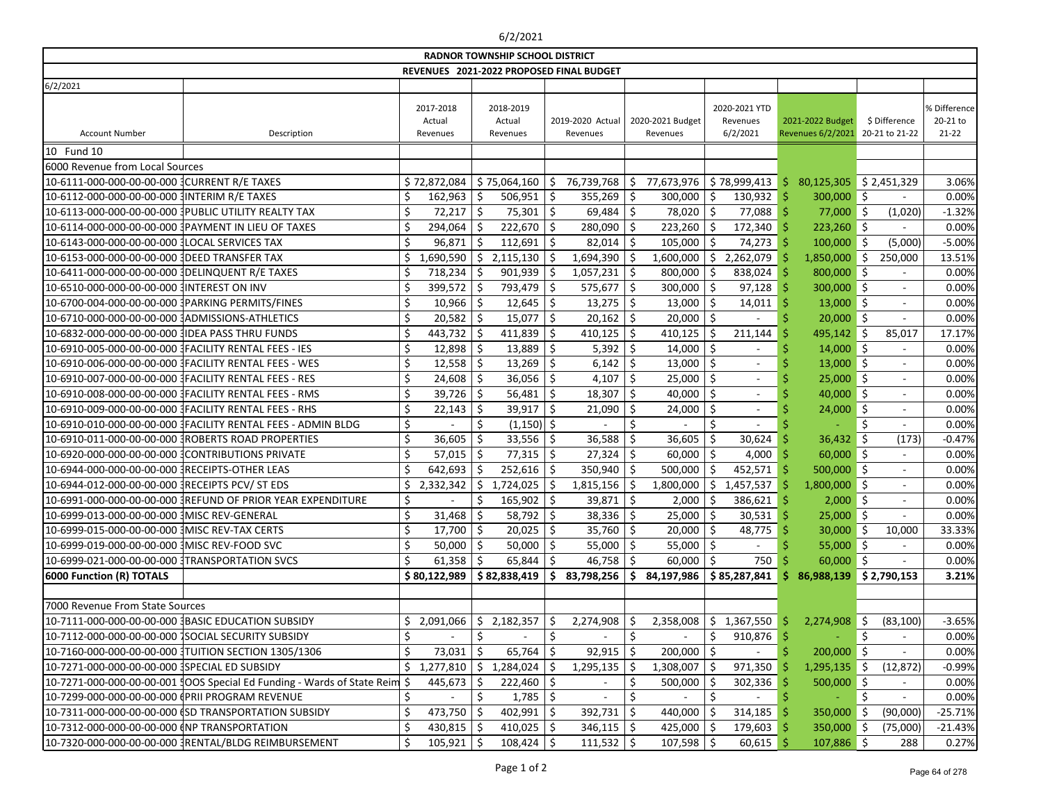6/2/2021

| RADNOR TOWNSHIP SCHOOL DISTRICT | | | | | | | | | |
|---|---|---|---|---|---|---|---|---|---|
| REVENUES 2021-2022 PROPOSED FINAL BUDGET | | | | | | | | | |
| 6/2/2021 | | | | | | | | | |
| Account Number | Description | 2017-2018 Actual Revenues | 2018-2019 Actual Revenues | 2019-2020 Actual Revenues | 2020-2021 Budget Revenues | 2020-2021 YTD Revenues 6/2/2021 | 2021-2022 Budget Revenues 6/2/2021 | $ Difference 20-21 to 21-22 | % Difference 20-21 to 21-22 |
| 10 Fund 10 | | | | | | | | | |
| 6000 Revenue from Local Sources | | | | | | | | | |
| 10-6111-000-000-00-00-000 | CURRENT R/E TAXES | $ 72,872,084 | $ 75,064,160 | $ 76,739,768 | $ 77,673,976 | $ 78,999,413 | $ 80,125,305 | $ 2,451,329 | 3.06% |
| 10-6112-000-000-00-00-000 | INTERIM R/E TAXES | $ 162,963 | $ 506,951 | $ 355,269 | $ 300,000 | $ 130,932 | $ 300,000 | $ - | 0.00% |
| 10-6113-000-000-00-00-000 | PUBLIC UTILITY REALTY TAX | $ 72,217 | $ 75,301 | $ 69,484 | $ 78,020 | $ 77,088 | $ 77,000 | $ (1,020) | -1.32% |
| 10-6114-000-000-00-00-000 | PAYMENT IN LIEU OF TAXES | $ 294,064 | $ 222,670 | $ 280,090 | $ 223,260 | $ 172,340 | $ 223,260 | $ - | 0.00% |
| 10-6143-000-000-00-00-000 | LOCAL SERVICES TAX | $ 96,871 | $ 112,691 | $ 82,014 | $ 105,000 | $ 74,273 | $ 100,000 | $ (5,000) | -5.00% |
| 10-6153-000-000-00-00-000 | DEED TRANSFER TAX | $ 1,690,590 | $ 2,115,130 | $ 1,694,390 | $ 1,600,000 | $ 2,262,079 | $ 1,850,000 | $ 250,000 | 13.51% |
| 10-6411-000-000-00-00-000 | DELINQUENT R/E TAXES | $ 718,234 | $ 901,939 | $ 1,057,231 | $ 800,000 | $ 838,024 | $ 800,000 | $ - | 0.00% |
| 10-6510-000-000-00-00-000 | INTEREST ON INV | $ 399,572 | $ 793,479 | $ 575,677 | $ 300,000 | $ 97,128 | $ 300,000 | $ - | 0.00% |
| 10-6700-004-000-00-00-000 | PARKING PERMITS/FINES | $ 10,966 | $ 12,645 | $ 13,275 | $ 13,000 | $ 14,011 | $ 13,000 | $ - | 0.00% |
| 10-6710-000-000-00-00-000 | ADMISSIONS-ATHLETICS | $ 20,582 | $ 15,077 | $ 20,162 | $ 20,000 | $ - | $ 20,000 | $ - | 0.00% |
| 10-6832-000-000-00-00-000 | IDEA PASS THRU FUNDS | $ 443,732 | $ 411,839 | $ 410,125 | $ 410,125 | $ 211,144 | $ 495,142 | $ 85,017 | 17.17% |
| 10-6910-005-000-00-00-000 | FACILITY RENTAL FEES - IES | $ 12,898 | $ 13,889 | $ 5,392 | $ 14,000 | $ - | $ 14,000 | $ - | 0.00% |
| 10-6910-006-000-00-00-000 | FACILITY RENTAL FEES - WES | $ 12,558 | $ 13,269 | $ 6,142 | $ 13,000 | $ - | $ 13,000 | $ - | 0.00% |
| 10-6910-007-000-00-00-000 | FACILITY RENTAL FEES - RES | $ 24,608 | $ 36,056 | $ 4,107 | $ 25,000 | $ - | $ 25,000 | $ - | 0.00% |
| 10-6910-008-000-00-00-000 | FACILITY RENTAL FEES - RMS | $ 39,726 | $ 56,481 | $ 18,307 | $ 40,000 | $ - | $ 40,000 | $ - | 0.00% |
| 10-6910-009-000-00-00-000 | FACILITY RENTAL FEES - RHS | $ 22,143 | $ 39,917 | $ 21,090 | $ 24,000 | $ - | $ 24,000 | $ - | 0.00% |
| 10-6910-010-000-00-00-000 | FACILITY RENTAL FEES - ADMIN BLDG | $ - | $ (1,150) | $ - | $ - | $ - | $ - | $ - | 0.00% |
| 10-6910-011-000-00-00-000 | ROBERTS ROAD PROPERTIES | $ 36,605 | $ 33,556 | $ 36,588 | $ 36,605 | $ 30,624 | $ 36,432 | $ (173) | -0.47% |
| 10-6920-000-000-00-00-000 | CONTRIBUTIONS PRIVATE | $ 57,015 | $ 77,315 | $ 27,324 | $ 60,000 | $ 4,000 | $ 60,000 | $ - | 0.00% |
| 10-6944-000-000-00-00-000 | RECEIPTS-OTHER LEAS | $ 642,693 | $ 252,616 | $ 350,940 | $ 500,000 | $ 452,571 | $ 500,000 | $ - | 0.00% |
| 10-6944-012-000-00-00-000 | RECEIPTS PCV/ ST EDS | $ 2,332,342 | $ 1,724,025 | $ 1,815,156 | $ 1,800,000 | $ 1,457,537 | $ 1,800,000 | $ - | 0.00% |
| 10-6991-000-000-00-00-000 | REFUND OF PRIOR YEAR EXPENDITURE | $ - | $ 165,902 | $ 39,871 | $ 2,000 | $ 386,621 | $ 2,000 | $ - | 0.00% |
| 10-6999-013-000-00-00-000 | MISC REV-GENERAL | $ 31,468 | $ 58,792 | $ 38,336 | $ 25,000 | $ 30,531 | $ 25,000 | $ - | 0.00% |
| 10-6999-015-000-00-00-000 | MISC REV-TAX CERTS | $ 17,700 | $ 20,025 | $ 35,760 | $ 20,000 | $ 48,775 | $ 30,000 | $ 10,000 | 33.33% |
| 10-6999-019-000-00-00-000 | MISC REV-FOOD SVC | $ 50,000 | $ 50,000 | $ 55,000 | $ 55,000 | $ - | $ 55,000 | $ - | 0.00% |
| 10-6999-021-000-00-00-000 | TRANSPORTATION SVCS | $ 61,358 | $ 65,844 | $ 46,758 | $ 60,000 | $ 750 | $ 60,000 | $ - | 0.00% |
| **6000 Function (R) TOTALS** | | **$ 80,122,989** | **$ 82,838,419** | **$ 83,798,256** | **$ 84,197,986** | **$ 85,287,841** | **$ 86,988,139** | **$ 2,790,153** | **3.21%** |
| | | | | | | | | | |
| 7000 Revenue From State Sources | | | | | | | | | |
| 10-7111-000-000-00-00-000 | BASIC EDUCATION SUBSIDY | $ 2,091,066 | $ 2,182,357 | $ 2,274,908 | $ 2,358,008 | $ 1,367,550 | $ 2,274,908 | $ (83,100) | -3.65% |
| 10-7112-000-000-00-00-000 | SOCIAL SECURITY SUBSIDY | $ - | $ - | $ - | $ - | $ 910,876 | $ - | $ - | 0.00% |
| 10-7160-000-000-00-00-000 | TUITION SECTION 1305/1306 | $ 73,031 | $ 65,764 | $ 92,915 | $ 200,000 | $ - | $ 200,000 | $ - | 0.00% |
| 10-7271-000-000-00-00-000 | SPECIAL ED SUBSIDY | $ 1,277,810 | $ 1,284,024 | $ 1,295,135 | $ 1,308,007 | $ 971,350 | $ 1,295,135 | $ (12,872) | -0.99% |
| 10-7271-000-000-00-00-001 | OOS Special Ed Funding - Wards of State Reim | $ 445,673 | $ 222,460 | $ - | $ 500,000 | $ 302,336 | $ 500,000 | $ - | 0.00% |
| 10-7299-000-000-00-00-000 | PRII PROGRAM REVENUE | $ - | $ 1,785 | $ - | $ - | $ - | $ - | $ - | 0.00% |
| 10-7311-000-000-00-00-000 | SD TRANSPORTATION SUBSIDY | $ 473,750 | $ 402,991 | $ 392,731 | $ 440,000 | $ 314,185 | $ 350,000 | $ (90,000) | -25.71% |
| 10-7312-000-000-00-00-000 | NP TRANSPORTATION | $ 430,815 | $ 410,025 | $ 346,115 | $ 425,000 | $ 179,603 | $ 350,000 | $ (75,000) | -21.43% |
| 10-7320-000-000-00-00-000 | RENTAL/BLDG REIMBURSEMENT | $ 105,921 | $ 108,424 | $ 111,532 | $ 107,598 | $ 60,615 | $ 107,886 | $ 288 | 0.27% |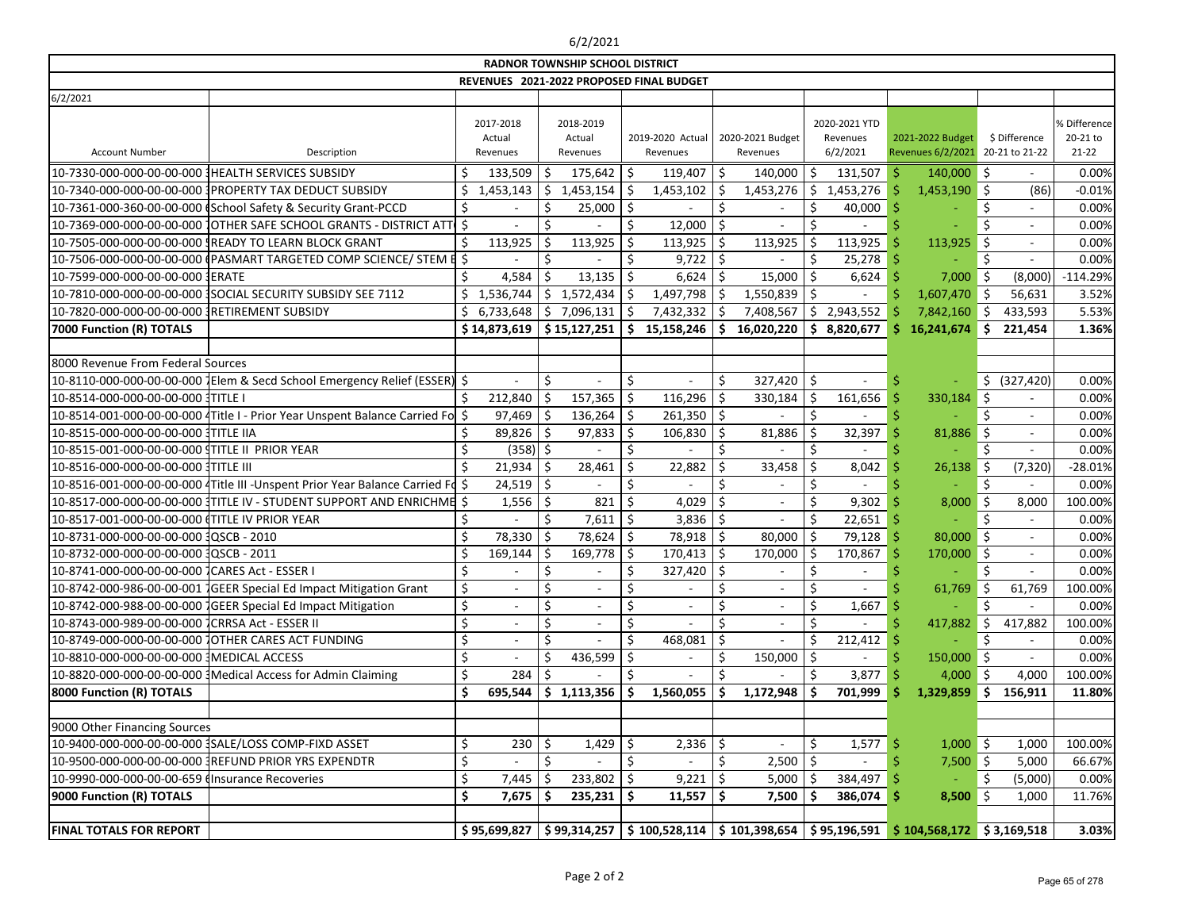6/2/2021

| RADNOR TOWNSHIP SCHOOL DISTRICT | | | | | | | | | |
|---|---|---|---|---|---|---|---|---|---|
| REVENUES 2021-2022 PROPOSED FINAL BUDGET | | | | | | | | | |
| 6/2/2021 | | | | | | | | | |
| Account Number | Description | 2017-2018 Actual Revenues | 2018-2019 Actual Revenues | 2019-2020 Actual Revenues | 2020-2021 Budget Revenues | 2020-2021 YTD Revenues 6/2/2021 | 2021-2022 Budget Revenues 6/2/2021 | $ Difference 20-21 to 21-22 | % Difference 20-21 to 21-22 |
| 10-7330-000-000-00-00-000 | HEALTH SERVICES SUBSIDY | $ 133,509 | $ 175,642 | $ 119,407 | $ 140,000 | $ 131,507 | $ 140,000 | $ - | 0.00% |
| 10-7340-000-000-00-00-000 | PROPERTY TAX DEDUCT SUBSIDY | $ 1,453,143 | $ 1,453,154 | $ 1,453,102 | $ 1,453,276 | $ 1,453,276 | $ 1,453,190 | $ (86) | -0.01% |
| 10-7361-000-360-00-00-000 | School Safety & Security Grant-PCCD | $ - | $ 25,000 | $ - | $ - | $ 40,000 | $ - | $ - | 0.00% |
| 10-7369-000-000-00-00-000 | OTHER SAFE SCHOOL GRANTS - DISTRICT ATT | $ - | $ - | $ 12,000 | $ - | $ - | $ - | $ - | 0.00% |
| 10-7505-000-000-00-00-000 | READY TO LEARN BLOCK GRANT | $ 113,925 | $ 113,925 | $ 113,925 | $ 113,925 | $ 113,925 | $ 113,925 | $ - | 0.00% |
| 10-7506-000-000-00-00-000 | PASMART TARGETED COMP SCIENCE/ STEM E | $ - | $ - | $ 9,722 | $ - | $ 25,278 | $ - | $ - | 0.00% |
| 10-7599-000-000-00-00-000 | ERATE | $ 4,584 | $ 13,135 | $ 6,624 | $ 15,000 | $ 6,624 | $ 7,000 | $ (8,000) | -114.29% |
| 10-7810-000-000-00-00-000 | SOCIAL SECURITY SUBSIDY SEE 7112 | $ 1,536,744 | $ 1,572,434 | $ 1,497,798 | $ 1,550,839 | $ - | $ 1,607,470 | $ 56,631 | 3.52% |
| 10-7820-000-000-00-00-000 | RETIREMENT SUBSIDY | $ 6,733,648 | $ 7,096,131 | $ 7,432,332 | $ 7,408,567 | $ 2,943,552 | $ 7,842,160 | $ 433,593 | 5.53% |
| **7000 Function (R) TOTALS** | | **$ 14,873,619** | **$ 15,127,251** | **$ 15,158,246** | **$ 16,020,220** | **$ 8,820,677** | **$ 16,241,674** | **$ 221,454** | **1.36%** |
| | | | | | | | | | |
| 8000 Revenue From Federal Sources | | | | | | | | | |
| 10-8110-000-000-00-00-000 | Elem & Secd School Emergency Relief (ESSER) | $ - | $ - | $ - | $ 327,420 | $ - | $ - | $ (327,420) | 0.00% |
| 10-8514-000-000-00-00-000 | TITLE I | $ 212,840 | $ 157,365 | $ 116,296 | $ 330,184 | $ 161,656 | $ 330,184 | $ - | 0.00% |
| 10-8514-001-000-00-00-000 | Title I - Prior Year Unspent Balance Carried Fo | $ 97,469 | $ 136,264 | $ 261,350 | $ - | $ - | $ - | $ - | 0.00% |
| 10-8515-000-000-00-00-000 | TITLE IIA | $ 89,826 | $ 97,833 | $ 106,830 | $ 81,886 | $ 32,397 | $ 81,886 | $ - | 0.00% |
| 10-8515-001-000-00-00-000 | TITLE II PRIOR YEAR | $ (358) | $ - | $ - | $ - | $ - | $ - | $ - | 0.00% |
| 10-8516-000-000-00-00-000 | TITLE III | $ 21,934 | $ 28,461 | $ 22,882 | $ 33,458 | $ 8,042 | $ 26,138 | $ (7,320) | -28.01% |
| 10-8516-001-000-00-00-000 | Title III -Unspent Prior Year Balance Carried Fo | $ 24,519 | $ - | $ - | $ - | $ - | $ - | $ - | 0.00% |
| 10-8517-000-000-00-00-000 | TITLE IV - STUDENT SUPPORT AND ENRICHME | $ 1,556 | $ 821 | $ 4,029 | $ - | $ 9,302 | $ 8,000 | $ 8,000 | 100.00% |
| 10-8517-001-000-00-00-000 | TITLE IV PRIOR YEAR | $ - | $ 7,611 | $ 3,836 | $ - | $ 22,651 | $ - | $ - | 0.00% |
| 10-8731-000-000-00-00-000 | QSCB - 2010 | $ 78,330 | $ 78,624 | $ 78,918 | $ 80,000 | $ 79,128 | $ 80,000 | $ - | 0.00% |
| 10-8732-000-000-00-00-000 | QSCB - 2011 | $ 169,144 | $ 169,778 | $ 170,413 | $ 170,000 | $ 170,867 | $ 170,000 | $ - | 0.00% |
| 10-8741-000-000-00-00-000 | CARES Act - ESSER I | $ - | $ - | $ 327,420 | $ - | $ - | $ - | $ - | 0.00% |
| 10-8742-000-986-00-00-001 | GEER Special Ed Impact Mitigation Grant | $ - | $ - | $ - | $ - | $ - | $ 61,769 | $ 61,769 | 100.00% |
| 10-8742-000-988-00-00-000 | GEER Special Ed Impact Mitigation | $ - | $ - | $ - | $ - | $ 1,667 | $ - | $ - | 0.00% |
| 10-8743-000-989-00-00-000 | CRRSA Act - ESSER II | $ - | $ - | $ - | $ - | $ - | $ 417,882 | $ 417,882 | 100.00% |
| 10-8749-000-000-00-00-000 | OTHER CARES ACT FUNDING | $ - | $ - | $ 468,081 | $ - | $ 212,412 | $ - | $ - | 0.00% |
| 10-8810-000-000-00-00-000 | MEDICAL ACCESS | $ - | $ 436,599 | $ - | $ 150,000 | $ - | $ 150,000 | $ - | 0.00% |
| 10-8820-000-000-00-00-000 | Medical Access for Admin Claiming | $ 284 | $ - | $ - | $ - | $ 3,877 | $ 4,000 | $ 4,000 | 100.00% |
| **8000 Function (R) TOTALS** | | **$ 695,544** | **$ 1,113,356** | **$ 1,560,055** | **$ 1,172,948** | **$ 701,999** | **$ 1,329,859** | **$ 156,911** | **11.80%** |
| | | | | | | | | | |
| 9000 Other Financing Sources | | | | | | | | | |
| 10-9400-000-000-00-00-000 | SALE/LOSS COMP-FIXD ASSET | $ 230 | $ 1,429 | $ 2,336 | $ - | $ 1,577 | $ 1,000 | $ 1,000 | 100.00% |
| 10-9500-000-000-00-00-000 | REFUND PRIOR YRS EXPENDTR | $ - | $ - | $ - | $ 2,500 | $ - | $ 7,500 | $ 5,000 | 66.67% |
| 10-9990-000-000-00-00-659 | Insurance Recoveries | $ 7,445 | $ 233,802 | $ 9,221 | $ 5,000 | $ 384,497 | $ - | $ (5,000) | 0.00% |
| **9000 Function (R) TOTALS** | | **$ 7,675** | **$ 235,231** | **$ 11,557** | **$ 7,500** | **$ 386,074** | **$ 8,500** | $ 1,000 | **11.76%** |
| | | | | | | | | | |
| **FINAL TOTALS FOR REPORT** | | **$ 95,699,827** | **$ 99,314,257** | **$ 100,528,114** | **$ 101,398,654** | **$ 95,196,591** | **$ 104,568,172** | **$ 3,169,518** | **3.03%** |